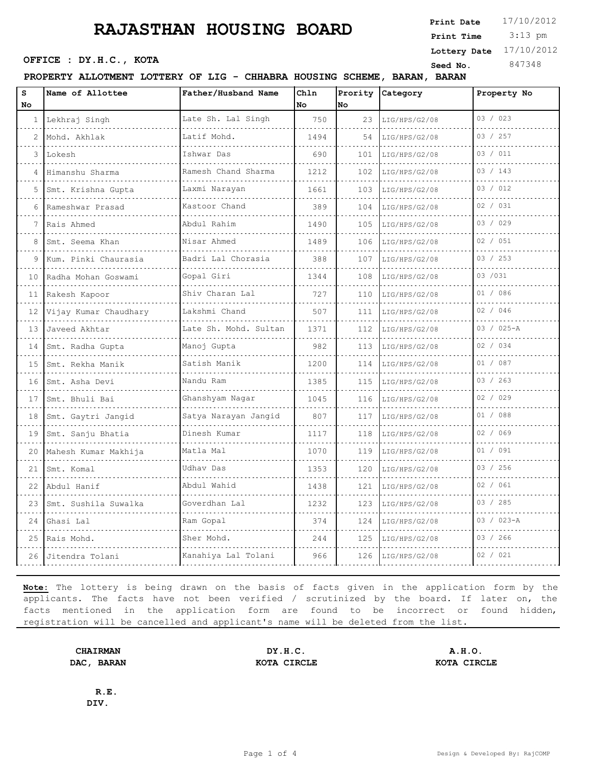# RAJASTHAN HOUSING BOARD

**Print Date** 17/10/2012
**Print Time** 3:13 pm
**Lottery Date** 17/10/2012
**Seed No.** 847348

**OFFICE : DY.H.C., KOTA**

**PROPERTY ALLOTMENT LOTTERY OF LIG - CHHABRA HOUSING SCHEME, BARAN, BARAN**

| S No | Name of Allottee | Father/Husband Name | Chln No | Prority No | Category | Property No |
|---|---|---|---|---|---|---|
| 1 | Lekhraj Singh | Late Sh. Lal Singh | 750 | 23 | LIG/HPS/G2/08 | 03 / 023 |
| 2 | Mohd. Akhlak | Latif Mohd. | 1494 | 54 | LIG/HPS/G2/08 | 03 / 257 |
| 3 | Lokesh | Ishwar Das | 690 | 101 | LIG/HPS/G2/08 | 03 / 011 |
| 4 | Himanshu Sharma | Ramesh Chand Sharma | 1212 | 102 | LIG/HPS/G2/08 | 03 / 143 |
| 5 | Smt. Krishna Gupta | Laxmi Narayan | 1661 | 103 | LIG/HPS/G2/08 | 03 / 012 |
| 6 | Rameshwar Prasad | Kastoor Chand | 389 | 104 | LIG/HPS/G2/08 | 02 / 031 |
| 7 | Rais Ahmed | Abdul Rahim | 1490 | 105 | LIG/HPS/G2/08 | 03 / 029 |
| 8 | Smt. Seema Khan | Nisar Ahmed | 1489 | 106 | LIG/HPS/G2/08 | 02 / 051 |
| 9 | Kum. Pinki Chaurasia | Badri Lal Chorasia | 388 | 107 | LIG/HPS/G2/08 | 03 / 253 |
| 10 | Radha Mohan Goswami | Gopal Giri | 1344 | 108 | LIG/HPS/G2/08 | 03 /031 |
| 11 | Rakesh Kapoor | Shiv Charan Lal | 727 | 110 | LIG/HPS/G2/08 | 01 / 086 |
| 12 | Vijay Kumar Chaudhary | Lakshmi Chand | 507 | 111 | LIG/HPS/G2/08 | 02 / 046 |
| 13 | Javeed Akhtar | Late Sh. Mohd. Sultan | 1371 | 112 | LIG/HPS/G2/08 | 03 / 025-A |
| 14 | Smt. Radha Gupta | Manoj Gupta | 982 | 113 | LIG/HPS/G2/08 | 02 / 034 |
| 15 | Smt. Rekha Manik | Satish Manik | 1200 | 114 | LIG/HPS/G2/08 | 01 / 087 |
| 16 | Smt. Asha Devi | Nandu Ram | 1385 | 115 | LIG/HPS/G2/08 | 03 / 263 |
| 17 | Smt. Bhuli Bai | Ghanshyam Nagar | 1045 | 116 | LIG/HPS/G2/08 | 02 / 029 |
| 18 | Smt. Gaytri Jangid | Satya Narayan Jangid | 807 | 117 | LIG/HPS/G2/08 | 01 / 088 |
| 19 | Smt. Sanju Bhatia | Dinesh Kumar | 1117 | 118 | LIG/HPS/G2/08 | 02 / 069 |
| 20 | Mahesh Kumar Makhija | Matla Mal | 1070 | 119 | LIG/HPS/G2/08 | 01 / 091 |
| 21 | Smt. Komal | Udhav Das | 1353 | 120 | LIG/HPS/G2/08 | 03 / 256 |
| 22 | Abdul Hanif | Abdul Wahid | 1438 | 121 | LIG/HPS/G2/08 | 02 / 061 |
| 23 | Smt. Sushila Suwalka | Goverdhan Lal | 1232 | 123 | LIG/HPS/G2/08 | 03 / 285 |
| 24 | Ghasi Lal | Ram Gopal | 374 | 124 | LIG/HPS/G2/08 | 03 / 023-A |
| 25 | Rais Mohd. | Sher Mohd. | 244 | 125 | LIG/HPS/G2/08 | 03 / 266 |
| 26 | Jitendra Tolani | Kanahiya Lal Tolani | 966 | 126 | LIG/HPS/G2/08 | 02 / 021 |

**Note:** The lottery is being drawn on the basis of facts given in the application form by the applicants. The facts have not been verified / scrutinized by the board. If later on, the facts mentioned in the application form are found to be incorrect or found hidden, registration will be cancelled and applicant's name will be deleted from the list.

**CHAIRMAN**
**DAC, BARAN**

**DY.H.C.**
**KOTA CIRCLE**

**A.H.O.**
**KOTA CIRCLE**

**R.E.**
**DIV.**

Design & Developed By: RajCOMP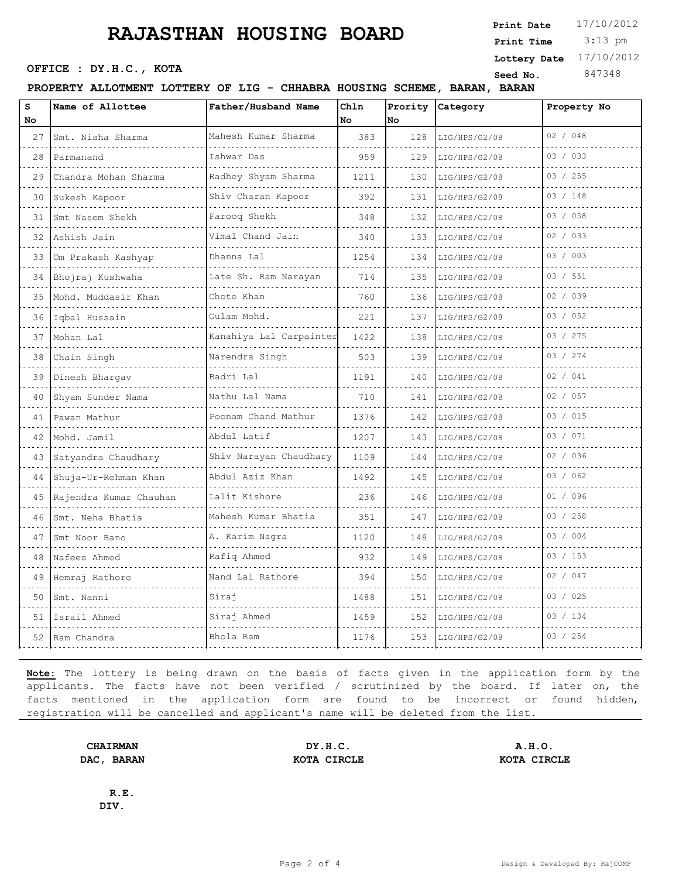# RAJASTHAN HOUSING BOARD

**Print Date** 17/10/2012
**Print Time** 3:13 pm
**Lottery Date** 17/10/2012
**Seed No.** 847348

**OFFICE : DY.H.C., KOTA**

**PROPERTY ALLOTMENT LOTTERY OF LIG - CHHABRA HOUSING SCHEME, BARAN, BARAN**

| S No | Name of Allottee | Father/Husband Name | Chln No | Prority No | Category | Property No |
|---|---|---|---|---|---|---|
| 27 | Smt. Nisha Sharma | Mahesh Kumar Sharma | 383 | 128 | LIG/HPS/G2/08 | 02 / 048 |
| 28 | Parmanand | Ishwar Das | 959 | 129 | LIG/HPS/G2/08 | 03 / 033 |
| 29 | Chandra Mohan Sharma | Radhey Shyam Sharma | 1211 | 130 | LIG/HPS/G2/08 | 03 / 255 |
| 30 | Sukesh Kapoor | Shiv Charan Kapoor | 392 | 131 | LIG/HPS/G2/08 | 03 / 148 |
| 31 | Smt Nasem Shekh | Farooq Shekh | 348 | 132 | LIG/HPS/G2/08 | 03 / 058 |
| 32 | Ashish Jain | Vimal Chand Jain | 340 | 133 | LIG/HPS/G2/08 | 02 / 033 |
| 33 | Om Prakash Kashyap | Dhanna Lal | 1254 | 134 | LIG/HPS/G2/08 | 03 / 003 |
| 34 | Bhojraj Kushwaha | Late Sh. Ram Narayan | 714 | 135 | LIG/HPS/G2/08 | 03 / 551 |
| 35 | Mohd. Muddasir Khan | Chote Khan | 760 | 136 | LIG/HPS/G2/08 | 02 / 039 |
| 36 | Iqbal Hussain | Gulam Mohd. | 221 | 137 | LIG/HPS/G2/08 | 03 / 052 |
| 37 | Mohan Lal | Kanahiya Lal Carpainter | 1422 | 138 | LIG/HPS/G2/08 | 03 / 275 |
| 38 | Chain Singh | Narendra Singh | 503 | 139 | LIG/HPS/G2/08 | 03 / 274 |
| 39 | Dinesh Bhargav | Badri Lal | 1191 | 140 | LIG/HPS/G2/08 | 02 / 041 |
| 40 | Shyam Sunder Nama | Nathu Lal Nama | 710 | 141 | LIG/HPS/G2/08 | 02 / 057 |
| 41 | Pawan Mathur | Poonam Chand Mathur | 1376 | 142 | LIG/HPS/G2/08 | 03 / 015 |
| 42 | Mohd. Jamil | Abdul Latif | 1207 | 143 | LIG/HPS/G2/08 | 03 / 071 |
| 43 | Satyandra Chaudhary | Shiv Narayan Chaudhary | 1109 | 144 | LIG/HPS/G2/08 | 02 / 036 |
| 44 | Shuja-Ur-Rehman Khan | Abdul Aziz Khan | 1492 | 145 | LIG/HPS/G2/08 | 03 / 062 |
| 45 | Rajendra Kumar Chauhan | Lalit Kishore | 236 | 146 | LIG/HPS/G2/08 | 01 / 096 |
| 46 | Smt. Neha Bhatia | Mahesh Kumar Bhatia | 351 | 147 | LIG/HPS/G2/08 | 03 / 258 |
| 47 | Smt Noor Bano | A. Karim Nagra | 1120 | 148 | LIG/HPS/G2/08 | 03 / 004 |
| 48 | Nafees Ahmed | Rafiq Ahmed | 932 | 149 | LIG/HPS/G2/08 | 03 / 153 |
| 49 | Hemraj Rathore | Nand Lal Rathore | 394 | 150 | LIG/HPS/G2/08 | 02 / 047 |
| 50 | Smt. Nanni | Siraj | 1488 | 151 | LIG/HPS/G2/08 | 03 / 025 |
| 51 | Israil Ahmed | Siraj Ahmed | 1459 | 152 | LIG/HPS/G2/08 | 03 / 134 |
| 52 | Ram Chandra | Bhola Ram | 1176 | 153 | LIG/HPS/G2/08 | 03 / 254 |

**Note:** The lottery is being drawn on the basis of facts given in the application form by the applicants. The facts have not been verified / scrutinized by the board. If later on, the facts mentioned in the application form are found to be incorrect or found hidden, registration will be cancelled and applicant's name will be deleted from the list.

**CHAIRMAN**
**DAC, BARAN**

**DY.H.C.**
**KOTA CIRCLE**

**A.H.O.**
**KOTA CIRCLE**

**R.E.**
**DIV.**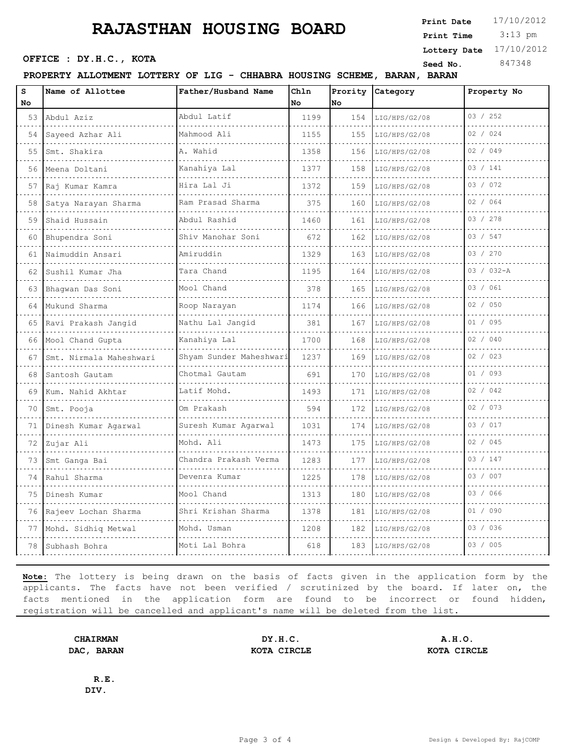# RAJASTHAN HOUSING BOARD

**Print Date** 17/10/2012
**Print Time** 3:13 pm
**Lottery Date** 17/10/2012
**Seed No.** 847348

**OFFICE : DY.H.C., KOTA**

**PROPERTY ALLOTMENT LOTTERY OF LIG - CHHABRA HOUSING SCHEME, BARAN, BARAN**

| S No | Name of Allottee | Father/Husband Name | Chln No | Prority No | Category | Property No |
|---|---|---|---|---|---|---|
| 53 | Abdul Aziz | Abdul Latif | 1199 | 154 | LIG/HPS/G2/08 | 03 / 252 |
| 54 | Sayeed Azhar Ali | Mahmood Ali | 1155 | 155 | LIG/HPS/G2/08 | 02 / 024 |
| 55 | Smt. Shakira | A. Wahid | 1358 | 156 | LIG/HPS/G2/08 | 02 / 049 |
| 56 | Meena Doltani | Kanahiya Lal | 1377 | 158 | LIG/HPS/G2/08 | 03 / 141 |
| 57 | Raj Kumar Kamra | Hira Lal Ji | 1372 | 159 | LIG/HPS/G2/08 | 03 / 072 |
| 58 | Satya Narayan Sharma | Ram Prasad Sharma | 375 | 160 | LIG/HPS/G2/08 | 02 / 064 |
| 59 | Shaid Hussain | Abdul Rashid | 1460 | 161 | LIG/HPS/G2/08 | 03 / 278 |
| 60 | Bhupendra Soni | Shiv Manohar Soni | 672 | 162 | LIG/HPS/G2/08 | 03 / 547 |
| 61 | Naimuddin Ansari | Amiruddin | 1329 | 163 | LIG/HPS/G2/08 | 03 / 270 |
| 62 | Sushil Kumar Jha | Tara Chand | 1195 | 164 | LIG/HPS/G2/08 | 03 / 032-A |
| 63 | Bhagwan Das Soni | Mool Chand | 378 | 165 | LIG/HPS/G2/08 | 03 / 061 |
| 64 | Mukund Sharma | Roop Narayan | 1174 | 166 | LIG/HPS/G2/08 | 02 / 050 |
| 65 | Ravi Prakash Jangid | Nathu Lal Jangid | 381 | 167 | LIG/HPS/G2/08 | 01 / 095 |
| 66 | Mool Chand Gupta | Kanahiya Lal | 1700 | 168 | LIG/HPS/G2/08 | 02 / 040 |
| 67 | Smt. Nirmala Maheshwari | Shyam Sunder Maheshwari | 1237 | 169 | LIG/HPS/G2/08 | 02 / 023 |
| 68 | Santosh Gautam | Chotmal Gautam | 691 | 170 | LIG/HPS/G2/08 | 01 / 093 |
| 69 | Kum. Nahid Akhtar | Latif Mohd. | 1493 | 171 | LIG/HPS/G2/08 | 02 / 042 |
| 70 | Smt. Pooja | Om Prakash | 594 | 172 | LIG/HPS/G2/08 | 02 / 073 |
| 71 | Dinesh Kumar Agarwal | Suresh Kumar Agarwal | 1031 | 174 | LIG/HPS/G2/08 | 03 / 017 |
| 72 | Zujar Ali | Mohd. Ali | 1473 | 175 | LIG/HPS/G2/08 | 02 / 045 |
| 73 | Smt Ganga Bai | Chandra Prakash Verma | 1283 | 177 | LIG/HPS/G2/08 | 03 / 147 |
| 74 | Rahul Sharma | Devenra Kumar | 1225 | 178 | LIG/HPS/G2/08 | 03 / 007 |
| 75 | Dinesh Kumar | Mool Chand | 1313 | 180 | LIG/HPS/G2/08 | 03 / 066 |
| 76 | Rajeev Lochan Sharma | Shri Krishan Sharma | 1378 | 181 | LIG/HPS/G2/08 | 01 / 090 |
| 77 | Mohd. Sidhiq Metwal | Mohd. Usman | 1208 | 182 | LIG/HPS/G2/08 | 03 / 036 |
| 78 | Subhash Bohra | Moti Lal Bohra | 618 | 183 | LIG/HPS/G2/08 | 03 / 005 |

**Note:** The lottery is being drawn on the basis of facts given in the application form by the applicants. The facts have not been verified / scrutinized by the board. If later on, the facts mentioned in the application form are found to be incorrect or found hidden, registration will be cancelled and applicant's name will be deleted from the list.

**CHAIRMAN**
**DAC, BARAN**

**DY.H.C.**
**KOTA CIRCLE**

**A.H.O.**
**KOTA CIRCLE**

**R.E.**
**DIV.**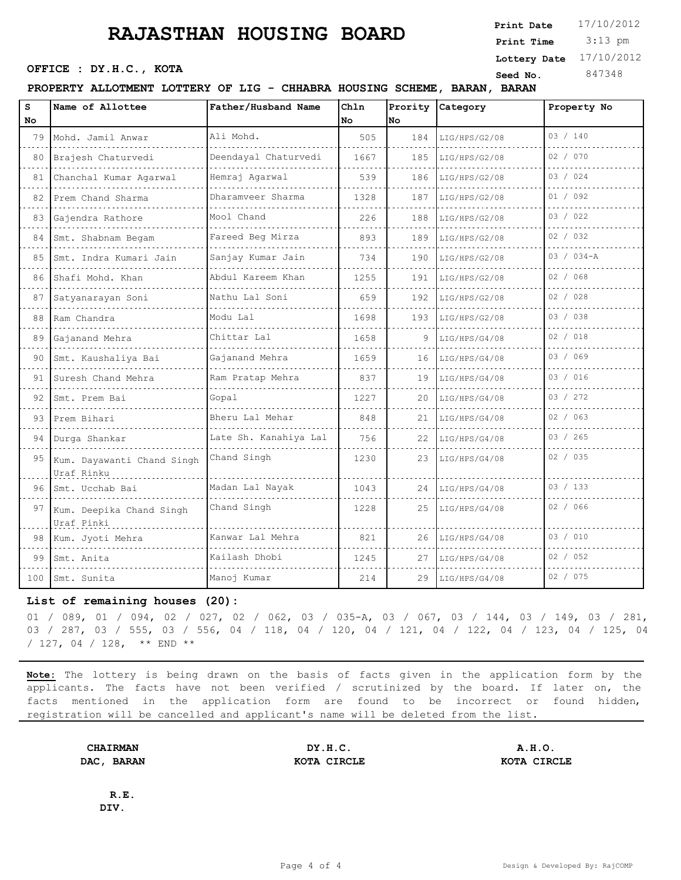# RAJASTHAN HOUSING BOARD

**Print Date** 17/10/2012
**Print Time** 3:13 pm
**Lottery Date** 17/10/2012
**Seed No.** 847348

**OFFICE : DY.H.C., KOTA**

**PROPERTY ALLOTMENT LOTTERY OF LIG - CHHABRA HOUSING SCHEME, BARAN, BARAN**

| S No | Name of Allottee | Father/Husband Name | Chln No | Prority No | Category | Property No |
|---|---|---|---|---|---|---|
| 79 | Mohd. Jamil Anwar | Ali Mohd. | 505 | 184 | LIG/HPS/G2/08 | 03 / 140 |
| 80 | Brajesh Chaturvedi | Deendayal Chaturvedi | 1667 | 185 | LIG/HPS/G2/08 | 02 / 070 |
| 81 | Chanchal Kumar Agarwal | Hemraj Agarwal | 539 | 186 | LIG/HPS/G2/08 | 03 / 024 |
| 82 | Prem Chand Sharma | Dharamveer Sharma | 1328 | 187 | LIG/HPS/G2/08 | 01 / 092 |
| 83 | Gajendra Rathore | Mool Chand | 226 | 188 | LIG/HPS/G2/08 | 03 / 022 |
| 84 | Smt. Shabnam Begam | Fareed Beg Mirza | 893 | 189 | LIG/HPS/G2/08 | 02 / 032 |
| 85 | Smt. Indra Kumari Jain | Sanjay Kumar Jain | 734 | 190 | LIG/HPS/G2/08 | 03 / 034-A |
| 86 | Shafi Mohd. Khan | Abdul Kareem Khan | 1255 | 191 | LIG/HPS/G2/08 | 02 / 068 |
| 87 | Satyanarayan Soni | Nathu Lal Soni | 659 | 192 | LIG/HPS/G2/08 | 02 / 028 |
| 88 | Ram Chandra | Modu Lal | 1698 | 193 | LIG/HPS/G2/08 | 03 / 038 |
| 89 | Gajanand Mehra | Chittar Lal | 1658 | 9 | LIG/HPS/G4/08 | 02 / 018 |
| 90 | Smt. Kaushaliya Bai | Gajanand Mehra | 1659 | 16 | LIG/HPS/G4/08 | 03 / 069 |
| 91 | Suresh Chand Mehra | Ram Pratap Mehra | 837 | 19 | LIG/HPS/G4/08 | 03 / 016 |
| 92 | Smt. Prem Bai | Gopal | 1227 | 20 | LIG/HPS/G4/08 | 03 / 272 |
| 93 | Prem Bihari | Bheru Lal Mehar | 848 | 21 | LIG/HPS/G4/08 | 02 / 063 |
| 94 | Durga Shankar | Late Sh. Kanahiya Lal | 756 | 22 | LIG/HPS/G4/08 | 03 / 265 |
| 95 | Kum. Dayawanti Chand Singh Uraf Rinku | Chand Singh | 1230 | 23 | LIG/HPS/G4/08 | 02 / 035 |
| 96 | Smt. Ucchab Bai | Madan Lal Nayak | 1043 | 24 | LIG/HPS/G4/08 | 03 / 133 |
| 97 | Kum. Deepika Chand Singh Uraf Pinki | Chand Singh | 1228 | 25 | LIG/HPS/G4/08 | 02 / 066 |
| 98 | Kum. Jyoti Mehra | Kanwar Lal Mehra | 821 | 26 | LIG/HPS/G4/08 | 03 / 010 |
| 99 | Smt. Anita | Kailash Dhobi | 1245 | 27 | LIG/HPS/G4/08 | 02 / 052 |
| 100 | Smt. Sunita | Manoj Kumar | 214 | 29 | LIG/HPS/G4/08 | 02 / 075 |

**List of remaining houses (20):**

01 / 089, 01 / 094, 02 / 027, 02 / 062, 03 / 035-A, 03 / 067, 03 / 144, 03 / 149, 03 / 281, 03 / 287, 03 / 555, 03 / 556, 04 / 118, 04 / 120, 04 / 121, 04 / 122, 04 / 123, 04 / 125, 04 / 127, 04 / 128, ** END **

**Note:** The lottery is being drawn on the basis of facts given in the application form by the applicants. The facts have not been verified / scrutinized by the board. If later on, the facts mentioned in the application form are found to be incorrect or found hidden, registration will be cancelled and applicant's name will be deleted from the list.

**CHAIRMAN**
**DAC, BARAN**

**DY.H.C.**
**KOTA CIRCLE**

**A.H.O.**
**KOTA CIRCLE**

**R.E.**
**DIV.**